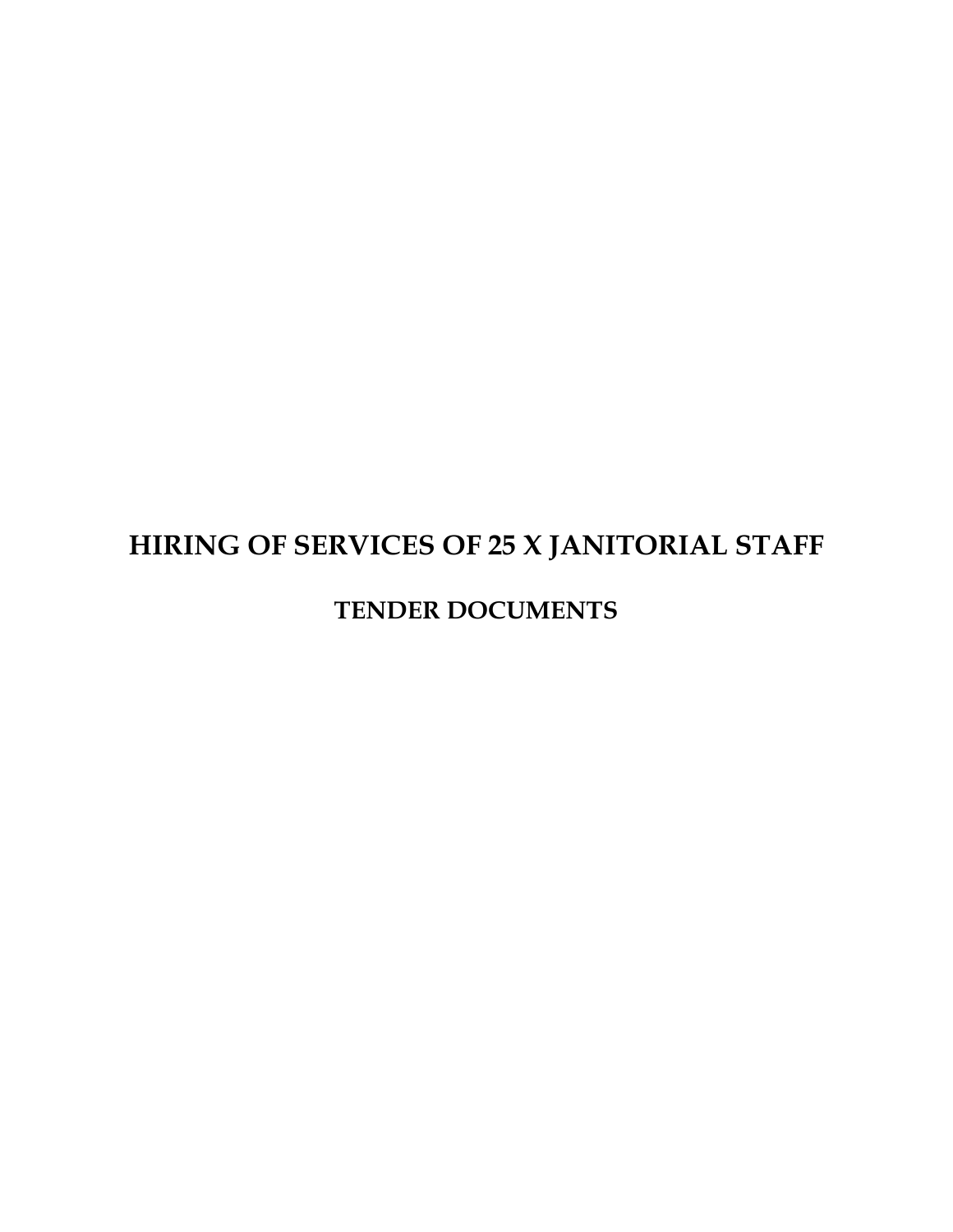# HIRING OF SERVICES OF 25 X JANITORIAL STAFF

## TENDER DOCUMENTS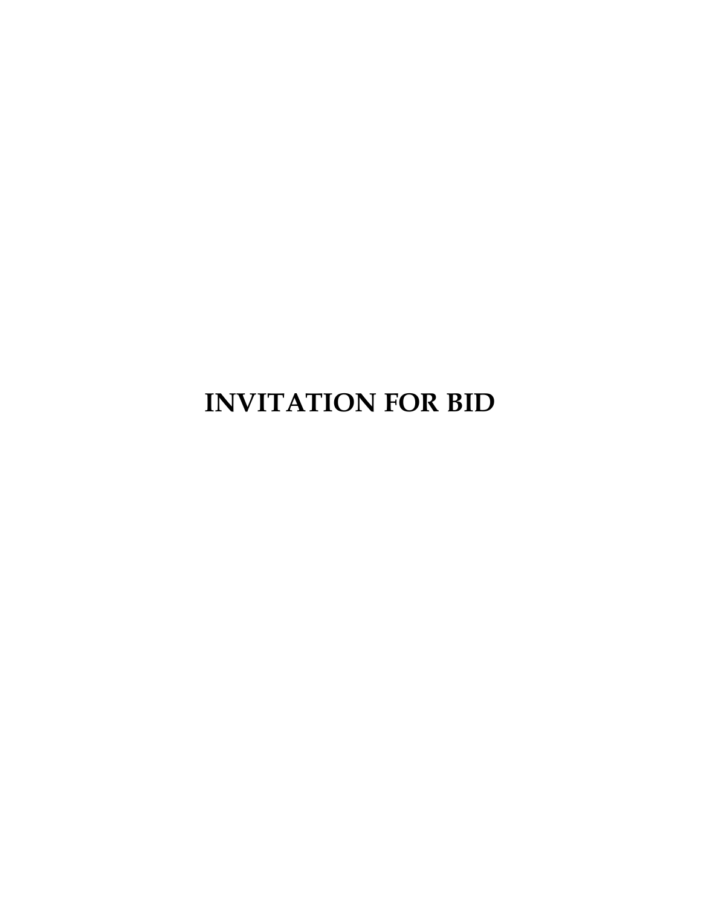# INVITATION FOR BID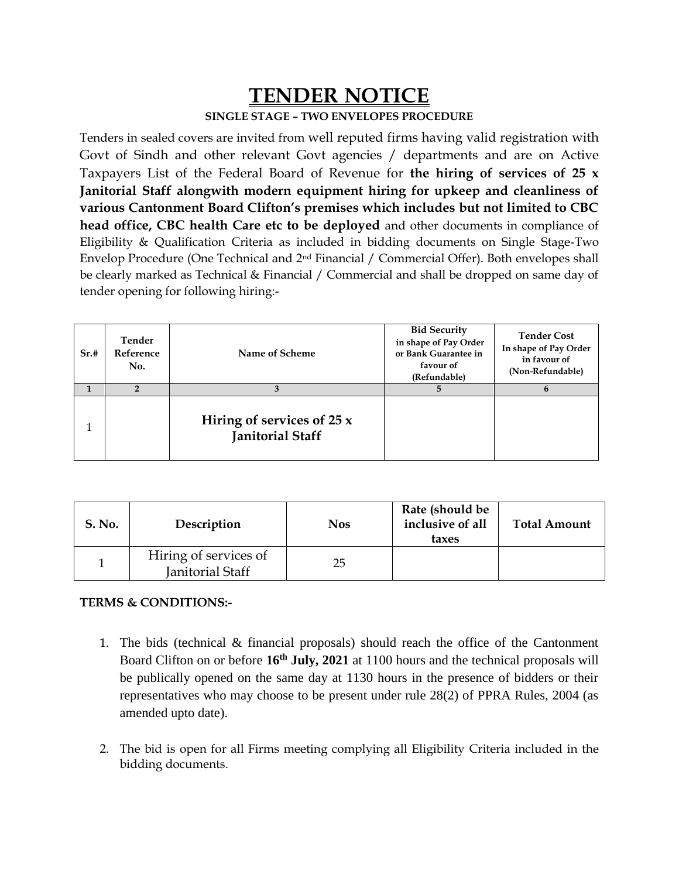# TENDER NOTICE

**SINGLE STAGE – TWO ENVELOPES PROCEDURE**

Tenders in sealed covers are invited from well reputed firms having valid registration with Govt of Sindh and other relevant Govt agencies / departments and are on Active Taxpayers List of the Federal Board of Revenue for **the hiring of services of 25 x Janitorial Staff alongwith modern equipment hiring for upkeep and cleanliness of various Cantonment Board Clifton's premises which includes but not limited to CBC head office, CBC health Care etc to be deployed** and other documents in compliance of Eligibility & Qualification Criteria as included in bidding documents on Single Stage-Two Envelop Procedure (One Technical and 2nd Financial / Commercial Offer). Both envelopes shall be clearly marked as Technical & Financial / Commercial and shall be dropped on same day of tender opening for following hiring:-

| Sr.# | Tender Reference No. | Name of Scheme | Bid Security in shape of Pay Order or Bank Guarantee in favour of (Refundable) | Tender Cost In shape of Pay Order in favour of (Non-Refundable) |
|---|---|---|---|---|
| 1 | 2 | 3 | 5 | 6 |
| 1 | | **Hiring of services of 25 x Janitorial Staff** | | |

| S. No. | Description | Nos | Rate (should be inclusive of all taxes | Total Amount |
|---|---|---|---|---|
| 1 | Hiring of services of Janitorial Staff | 25 | | |

**TERMS & CONDITIONS:-**

1. The bids (technical & financial proposals) should reach the office of the Cantonment Board Clifton on or before **16th July, 2021** at 1100 hours and the technical proposals will be publically opened on the same day at 1130 hours in the presence of bidders or their representatives who may choose to be present under rule 28(2) of PPRA Rules, 2004 (as amended upto date).

2. The bid is open for all Firms meeting complying all Eligibility Criteria included in the bidding documents.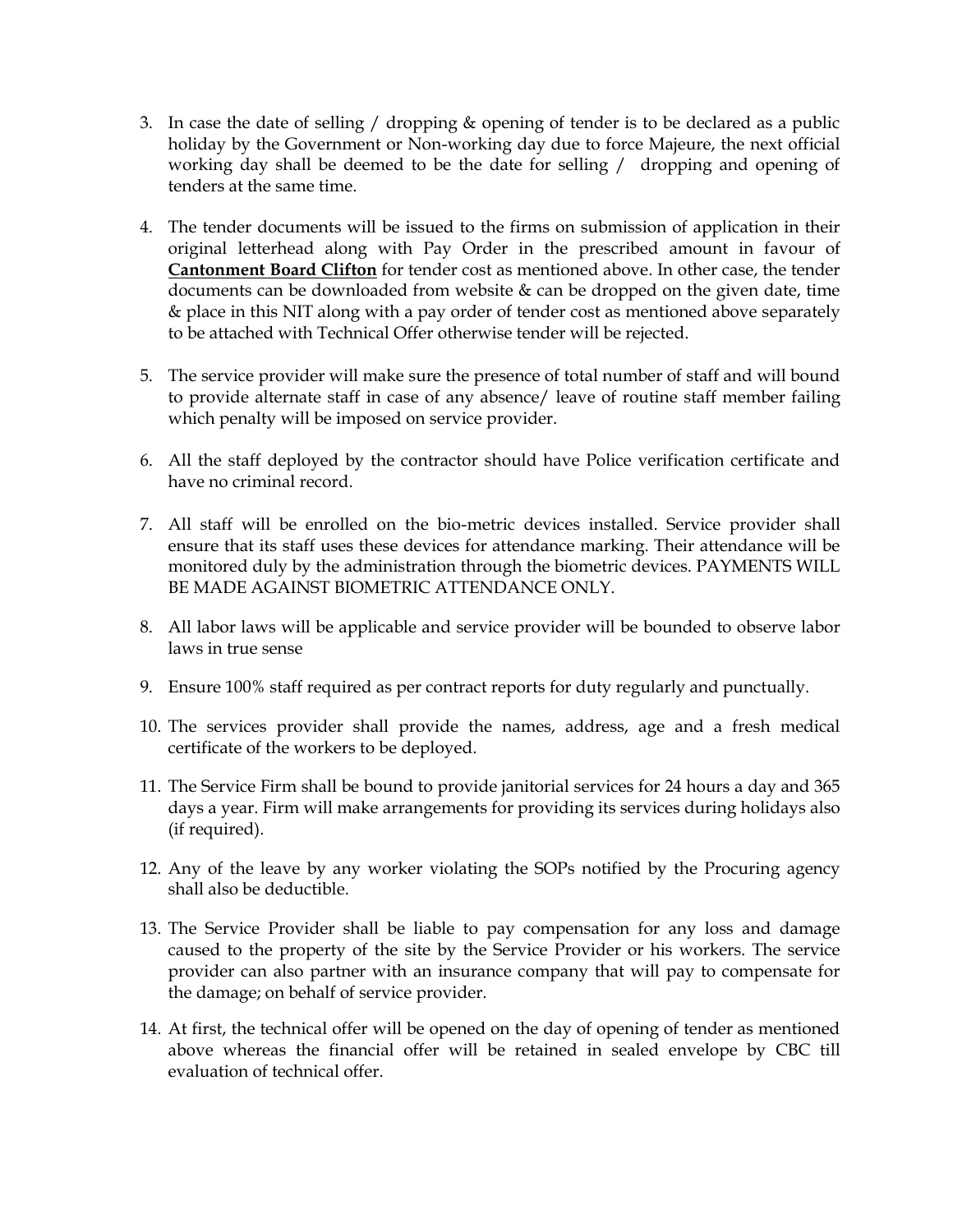3. In case the date of selling / dropping & opening of tender is to be declared as a public holiday by the Government or Non-working day due to force Majeure, the next official working day shall be deemed to be the date for selling / dropping and opening of tenders at the same time.

4. The tender documents will be issued to the firms on submission of application in their original letterhead along with Pay Order in the prescribed amount in favour of **Cantonment Board Clifton** for tender cost as mentioned above. In other case, the tender documents can be downloaded from website & can be dropped on the given date, time & place in this NIT along with a pay order of tender cost as mentioned above separately to be attached with Technical Offer otherwise tender will be rejected.

5. The service provider will make sure the presence of total number of staff and will bound to provide alternate staff in case of any absence/ leave of routine staff member failing which penalty will be imposed on service provider.

6. All the staff deployed by the contractor should have Police verification certificate and have no criminal record.

7. All staff will be enrolled on the bio-metric devices installed. Service provider shall ensure that its staff uses these devices for attendance marking. Their attendance will be monitored duly by the administration through the biometric devices. PAYMENTS WILL BE MADE AGAINST BIOMETRIC ATTENDANCE ONLY.

8. All labor laws will be applicable and service provider will be bounded to observe labor laws in true sense

9. Ensure 100% staff required as per contract reports for duty regularly and punctually.

10. The services provider shall provide the names, address, age and a fresh medical certificate of the workers to be deployed.

11. The Service Firm shall be bound to provide janitorial services for 24 hours a day and 365 days a year. Firm will make arrangements for providing its services during holidays also (if required).

12. Any of the leave by any worker violating the SOPs notified by the Procuring agency shall also be deductible.

13. The Service Provider shall be liable to pay compensation for any loss and damage caused to the property of the site by the Service Provider or his workers. The service provider can also partner with an insurance company that will pay to compensate for the damage; on behalf of service provider.

14. At first, the technical offer will be opened on the day of opening of tender as mentioned above whereas the financial offer will be retained in sealed envelope by CBC till evaluation of technical offer.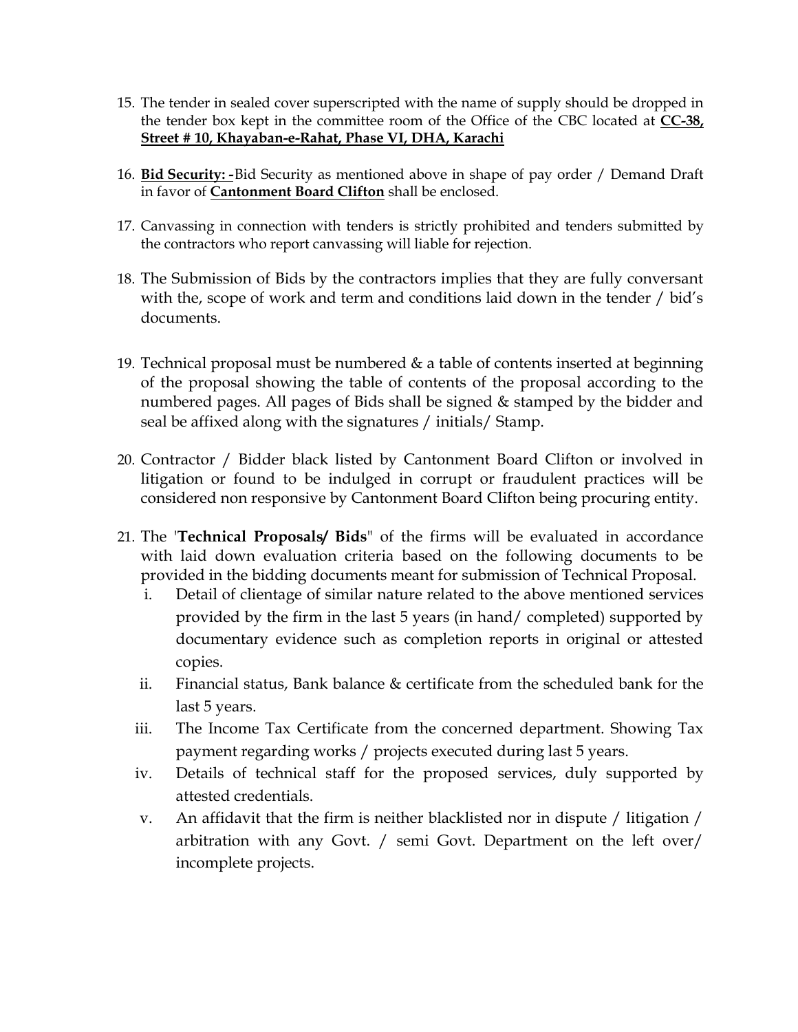15. The tender in sealed cover superscripted with the name of supply should be dropped in the tender box kept in the committee room of the Office of the CBC located at **CC-38, Street # 10, Khayaban-e-Rahat, Phase VI, DHA, Karachi**

16. **Bid Security: -**Bid Security as mentioned above in shape of pay order / Demand Draft in favor of **Cantonment Board Clifton** shall be enclosed.

17. Canvassing in connection with tenders is strictly prohibited and tenders submitted by the contractors who report canvassing will liable for rejection.

18. The Submission of Bids by the contractors implies that they are fully conversant with the, scope of work and term and conditions laid down in the tender / bid's documents.

19. Technical proposal must be numbered & a table of contents inserted at beginning of the proposal showing the table of contents of the proposal according to the numbered pages. All pages of Bids shall be signed & stamped by the bidder and seal be affixed along with the signatures / initials/ Stamp.

20. Contractor / Bidder black listed by Cantonment Board Clifton or involved in litigation or found to be indulged in corrupt or fraudulent practices will be considered non responsive by Cantonment Board Clifton being procuring entity.

21. The '**Technical Proposals/ Bids**" of the firms will be evaluated in accordance with laid down evaluation criteria based on the following documents to be provided in the bidding documents meant for submission of Technical Proposal.
    i. Detail of clientage of similar nature related to the above mentioned services provided by the firm in the last 5 years (in hand/ completed) supported by documentary evidence such as completion reports in original or attested copies.
    ii. Financial status, Bank balance & certificate from the scheduled bank for the last 5 years.
    iii. The Income Tax Certificate from the concerned department. Showing Tax payment regarding works / projects executed during last 5 years.
    iv. Details of technical staff for the proposed services, duly supported by attested credentials.
    v. An affidavit that the firm is neither blacklisted nor in dispute / litigation / arbitration with any Govt. / semi Govt. Department on the left over/ incomplete projects.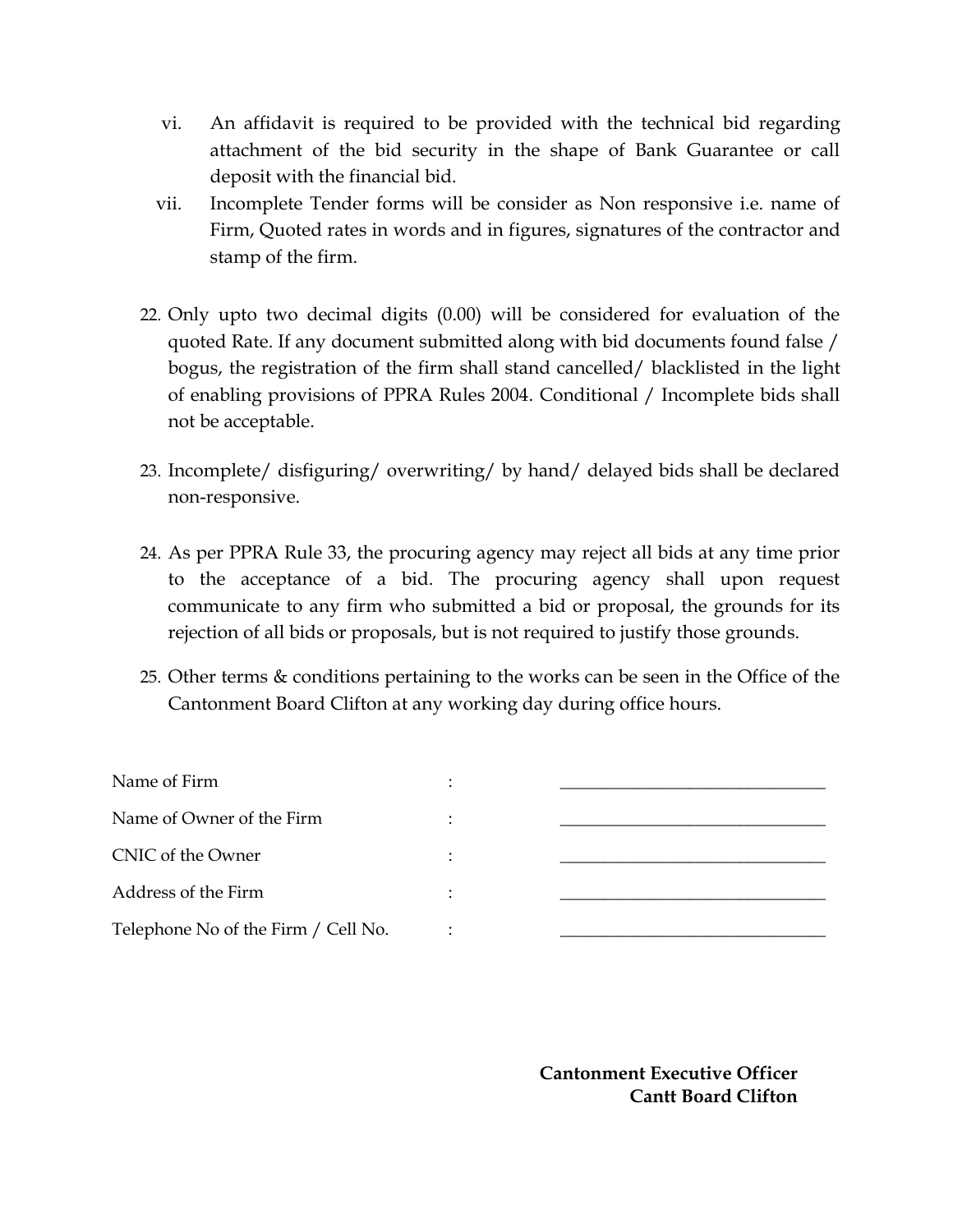vi. An affidavit is required to be provided with the technical bid regarding attachment of the bid security in the shape of Bank Guarantee or call deposit with the financial bid.

vii. Incomplete Tender forms will be consider as Non responsive i.e. name of Firm, Quoted rates in words and in figures, signatures of the contractor and stamp of the firm.

22. Only upto two decimal digits (0.00) will be considered for evaluation of the quoted Rate. If any document submitted along with bid documents found false / bogus, the registration of the firm shall stand cancelled/ blacklisted in the light of enabling provisions of PPRA Rules 2004. Conditional / Incomplete bids shall not be acceptable.

23. Incomplete/ disfiguring/ overwriting/ by hand/ delayed bids shall be declared non-responsive.

24. As per PPRA Rule 33, the procuring agency may reject all bids at any time prior to the acceptance of a bid. The procuring agency shall upon request communicate to any firm who submitted a bid or proposal, the grounds for its rejection of all bids or proposals, but is not required to justify those grounds.

25. Other terms & conditions pertaining to the works can be seen in the Office of the Cantonment Board Clifton at any working day during office hours.

Name of Firm : ______________________________

Name of Owner of the Firm : ______________________________

CNIC of the Owner : ______________________________

Address of the Firm : ______________________________

Telephone No of the Firm / Cell No. : ______________________________

**Cantonment Executive Officer**
**Cantt Board Clifton**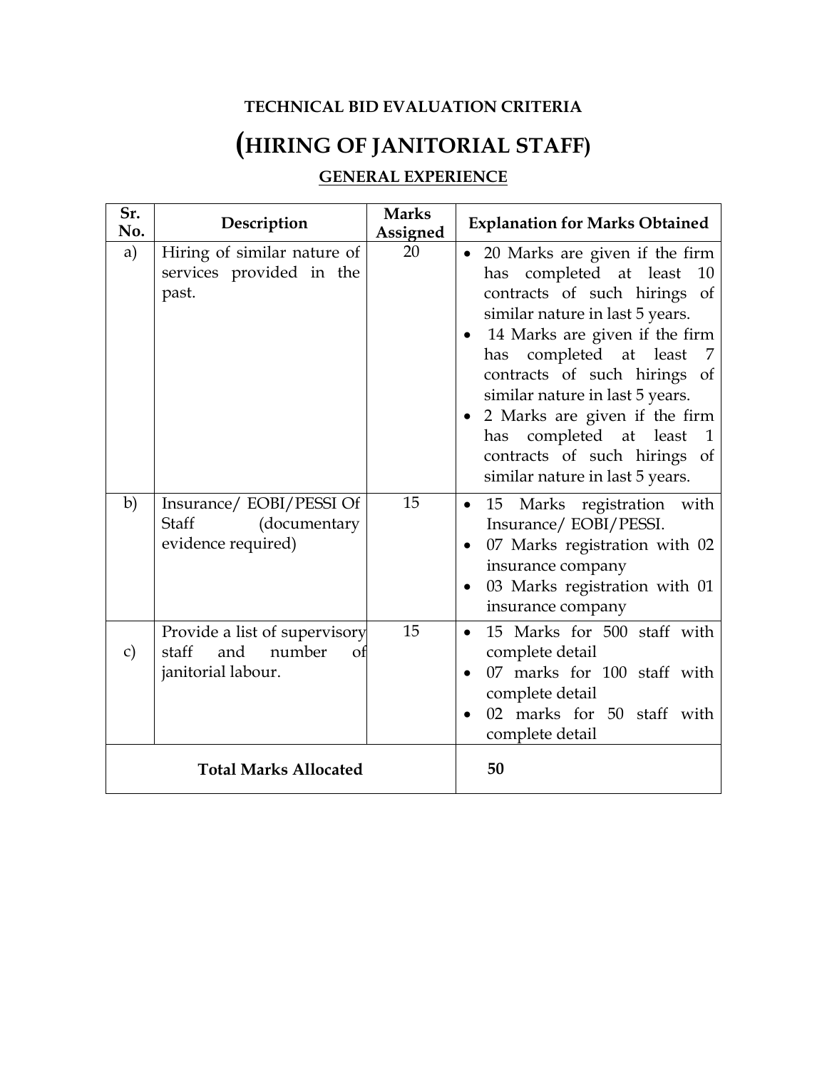**TECHNICAL BID EVALUATION CRITERIA**

# (HIRING OF JANITORIAL STAFF)

**GENERAL EXPERIENCE**

| Sr. No. | Description | Marks Assigned | Explanation for Marks Obtained |
|---|---|---|---|
| a) | Hiring of similar nature of services provided in the past. | 20 | • 20 Marks are given if the firm has completed at least 10 contracts of such hirings of similar nature in last 5 years.<br>• 14 Marks are given if the firm has completed at least 7 contracts of such hirings of similar nature in last 5 years.<br>• 2 Marks are given if the firm has completed at least 1 contracts of such hirings of similar nature in last 5 years. |
| b) | Insurance/ EOBI/PESSI Of Staff (documentary evidence required) | 15 | • 15 Marks registration with Insurance/ EOBI/PESSI.<br>• 07 Marks registration with 02 insurance company<br>• 03 Marks registration with 01 insurance company |
| c) | Provide a list of supervisory staff and number of janitorial labour. | 15 | • 15 Marks for 500 staff with complete detail<br>• 07 marks for 100 staff with complete detail<br>• 02 marks for 50 staff with complete detail |
| **Total Marks Allocated** | | | **50** |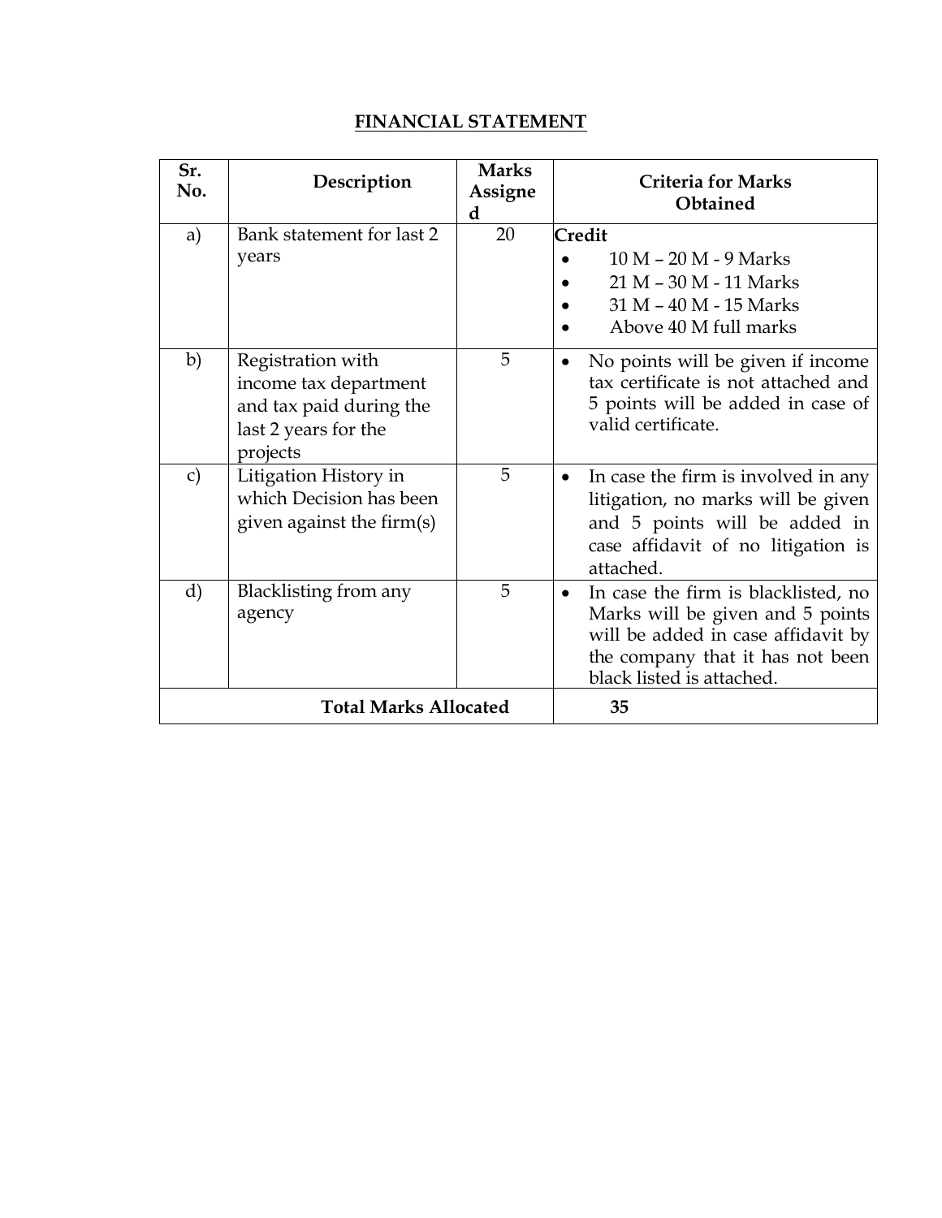# FINANCIAL STATEMENT

| Sr. No. | Description | Marks Assigned | Criteria for Marks Obtained |
|---|---|---|---|
| a) | Bank statement for last 2 years | 20 | **Credit**<br>• 10 M – 20 M - 9 Marks<br>• 21 M – 30 M - 11 Marks<br>• 31 M – 40 M - 15 Marks<br>• Above 40 M full marks |
| b) | Registration with income tax department and tax paid during the last 2 years for the projects | 5 | • No points will be given if income tax certificate is not attached and 5 points will be added in case of valid certificate. |
| c) | Litigation History in which Decision has been given against the firm(s) | 5 | • In case the firm is involved in any litigation, no marks will be given and 5 points will be added in case affidavit of no litigation is attached. |
| d) | Blacklisting from any agency | 5 | • In case the firm is blacklisted, no Marks will be given and 5 points will be added in case affidavit by the company that it has not been black listed is attached. |
| **Total Marks Allocated** | | | **35** |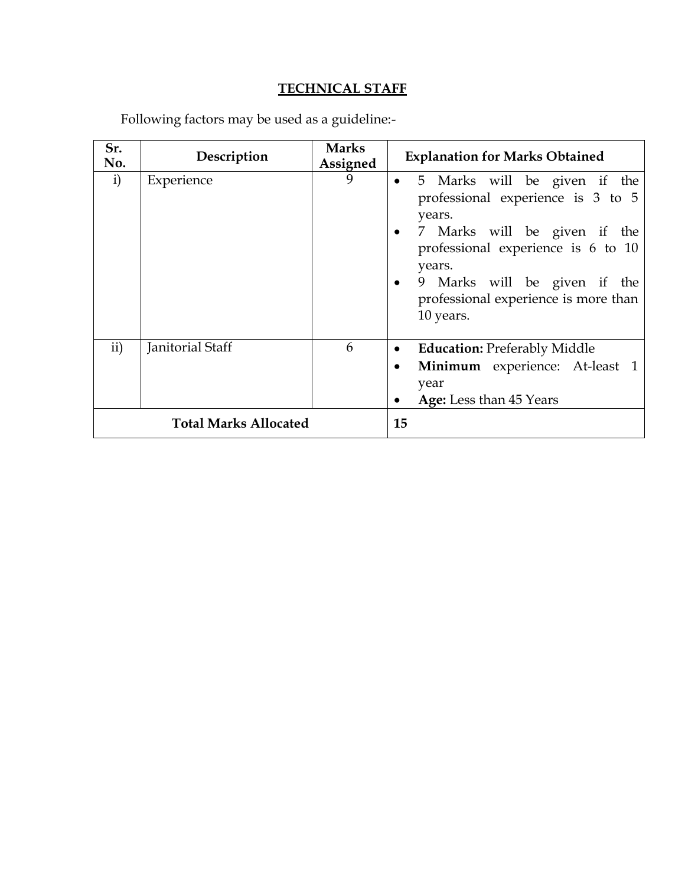## TECHNICAL STAFF

Following factors may be used as a guideline:-

| Sr. No. | Description | Marks Assigned | Explanation for Marks Obtained |
|---|---|---|---|
| i) | Experience | 9 | • 5 Marks will be given if the professional experience is 3 to 5 years.<br>• 7 Marks will be given if the professional experience is 6 to 10 years.<br>• 9 Marks will be given if the professional experience is more than 10 years. |
| ii) | Janitorial Staff | 6 | • **Education:** Preferably Middle<br>• **Minimum** experience: At-least 1 year<br>• **Age:** Less than 45 Years |
| **Total Marks Allocated** | | | **15** |